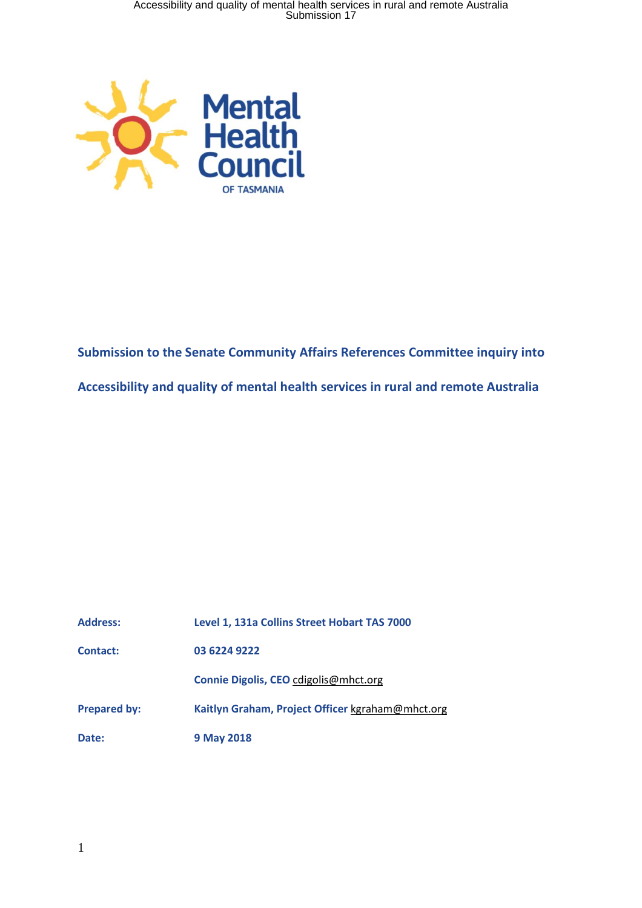Mental Health Council OF TASMANIA

## Submission to the Senate Community Affairs References Committee inquiry into

## Accessibility and quality of mental health services in rural and remote Australia

| | |
|---|---|
| **Address:** | **Level 1, 131a Collins Street Hobart TAS 7000** |
| **Contact:** | **03 6224 9222** |
| | **Connie Digolis, CEO** cdigolis@mhct.org |
| **Prepared by:** | **Kaitlyn Graham, Project Officer** kgraham@mhct.org |
| **Date:** | **9 May 2018** |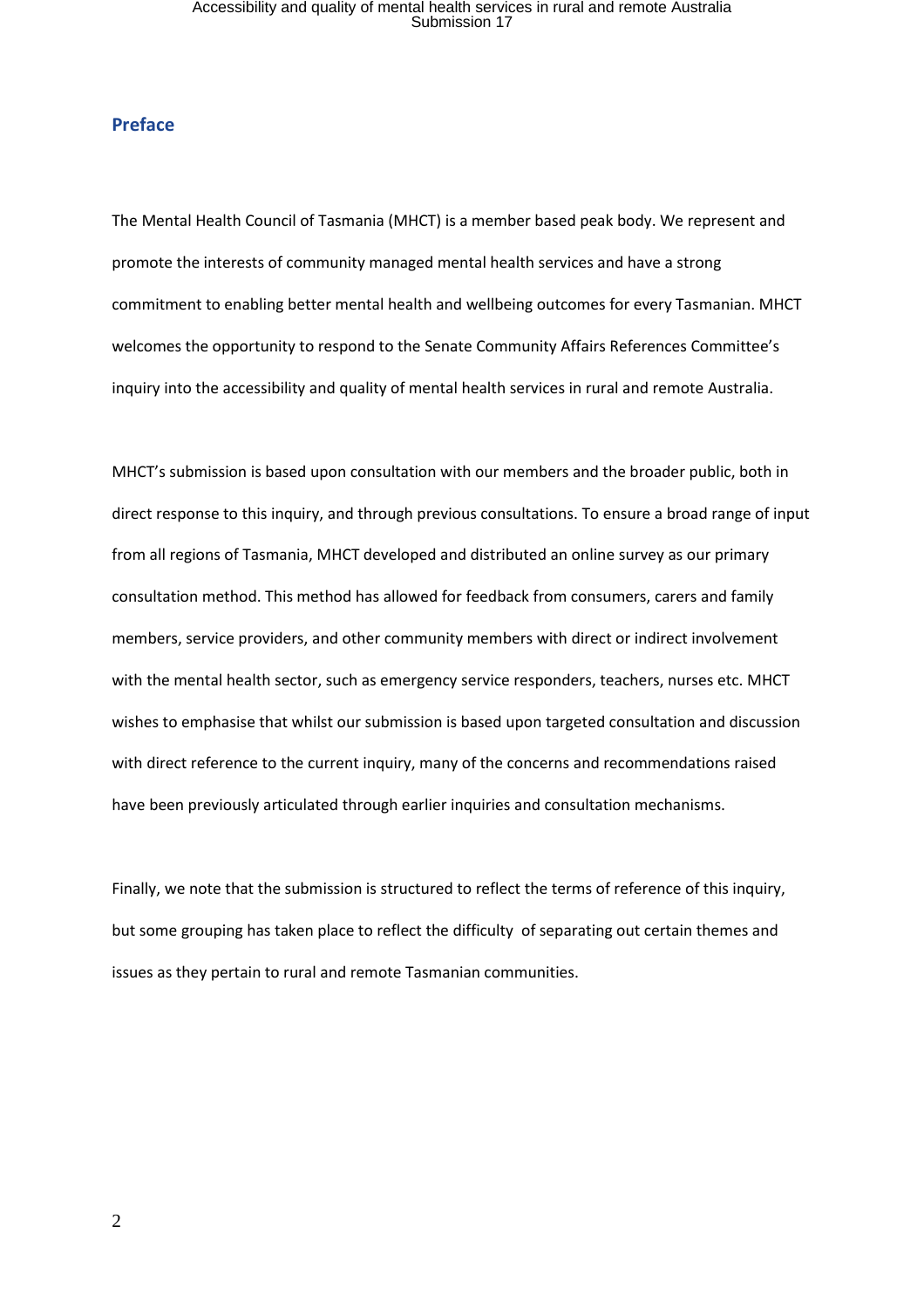## Preface

The Mental Health Council of Tasmania (MHCT) is a member based peak body. We represent and promote the interests of community managed mental health services and have a strong commitment to enabling better mental health and wellbeing outcomes for every Tasmanian. MHCT welcomes the opportunity to respond to the Senate Community Affairs References Committee's inquiry into the accessibility and quality of mental health services in rural and remote Australia.

MHCT's submission is based upon consultation with our members and the broader public, both in direct response to this inquiry, and through previous consultations. To ensure a broad range of input from all regions of Tasmania, MHCT developed and distributed an online survey as our primary consultation method. This method has allowed for feedback from consumers, carers and family members, service providers, and other community members with direct or indirect involvement with the mental health sector, such as emergency service responders, teachers, nurses etc. MHCT wishes to emphasise that whilst our submission is based upon targeted consultation and discussion with direct reference to the current inquiry, many of the concerns and recommendations raised have been previously articulated through earlier inquiries and consultation mechanisms.

Finally, we note that the submission is structured to reflect the terms of reference of this inquiry, but some grouping has taken place to reflect the difficulty of separating out certain themes and issues as they pertain to rural and remote Tasmanian communities.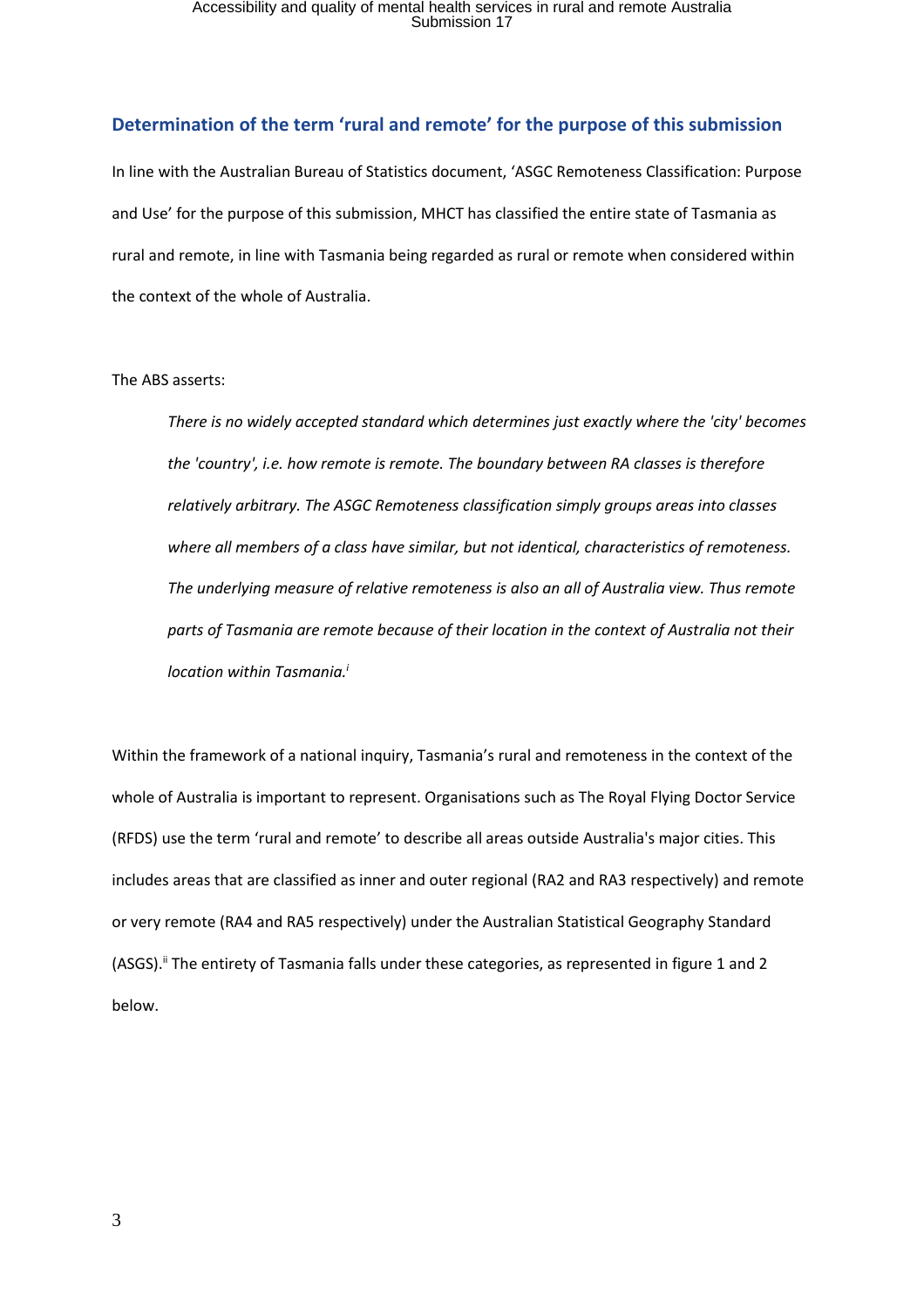## Determination of the term 'rural and remote' for the purpose of this submission

In line with the Australian Bureau of Statistics document, 'ASGC Remoteness Classification: Purpose and Use' for the purpose of this submission, MHCT has classified the entire state of Tasmania as rural and remote, in line with Tasmania being regarded as rural or remote when considered within the context of the whole of Australia.

The ABS asserts:

> *There is no widely accepted standard which determines just exactly where the 'city' becomes the 'country', i.e. how remote is remote. The boundary between RA classes is therefore relatively arbitrary. The ASGC Remoteness classification simply groups areas into classes where all members of a class have similar, but not identical, characteristics of remoteness. The underlying measure of relative remoteness is also an all of Australia view. Thus remote parts of Tasmania are remote because of their location in the context of Australia not their location within Tasmania.*[i]

Within the framework of a national inquiry, Tasmania's rural and remoteness in the context of the whole of Australia is important to represent. Organisations such as The Royal Flying Doctor Service (RFDS) use the term 'rural and remote' to describe all areas outside Australia's major cities. This includes areas that are classified as inner and outer regional (RA2 and RA3 respectively) and remote or very remote (RA4 and RA5 respectively) under the Australian Statistical Geography Standard (ASGS).[ii] The entirety of Tasmania falls under these categories, as represented in figure 1 and 2 below.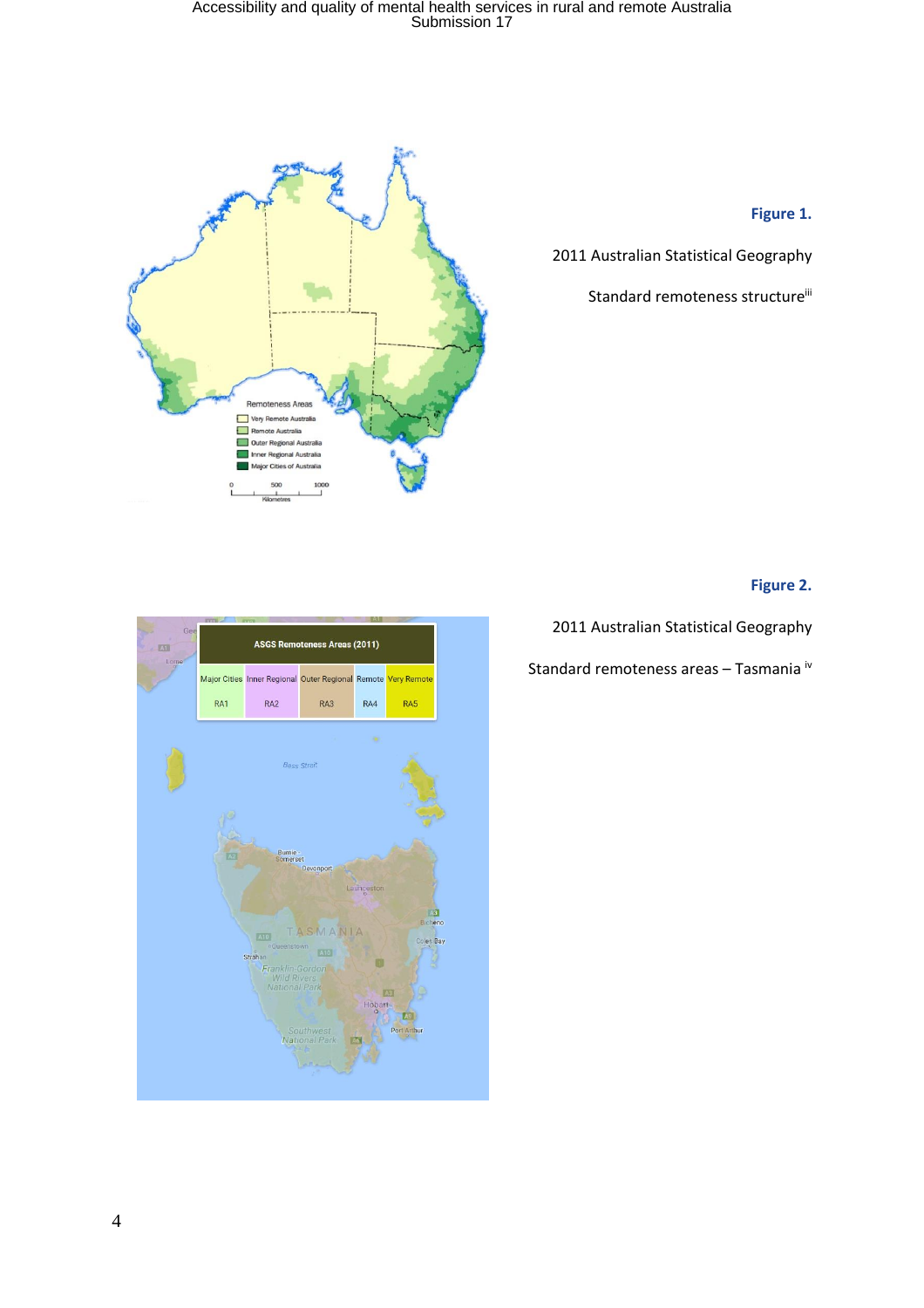**Figure 1.**

2011 Australian Statistical Geography

Standard remoteness structure[iii]

**Figure 2.**

2011 Australian Statistical Geography

Standard remoteness areas – Tasmania [iv]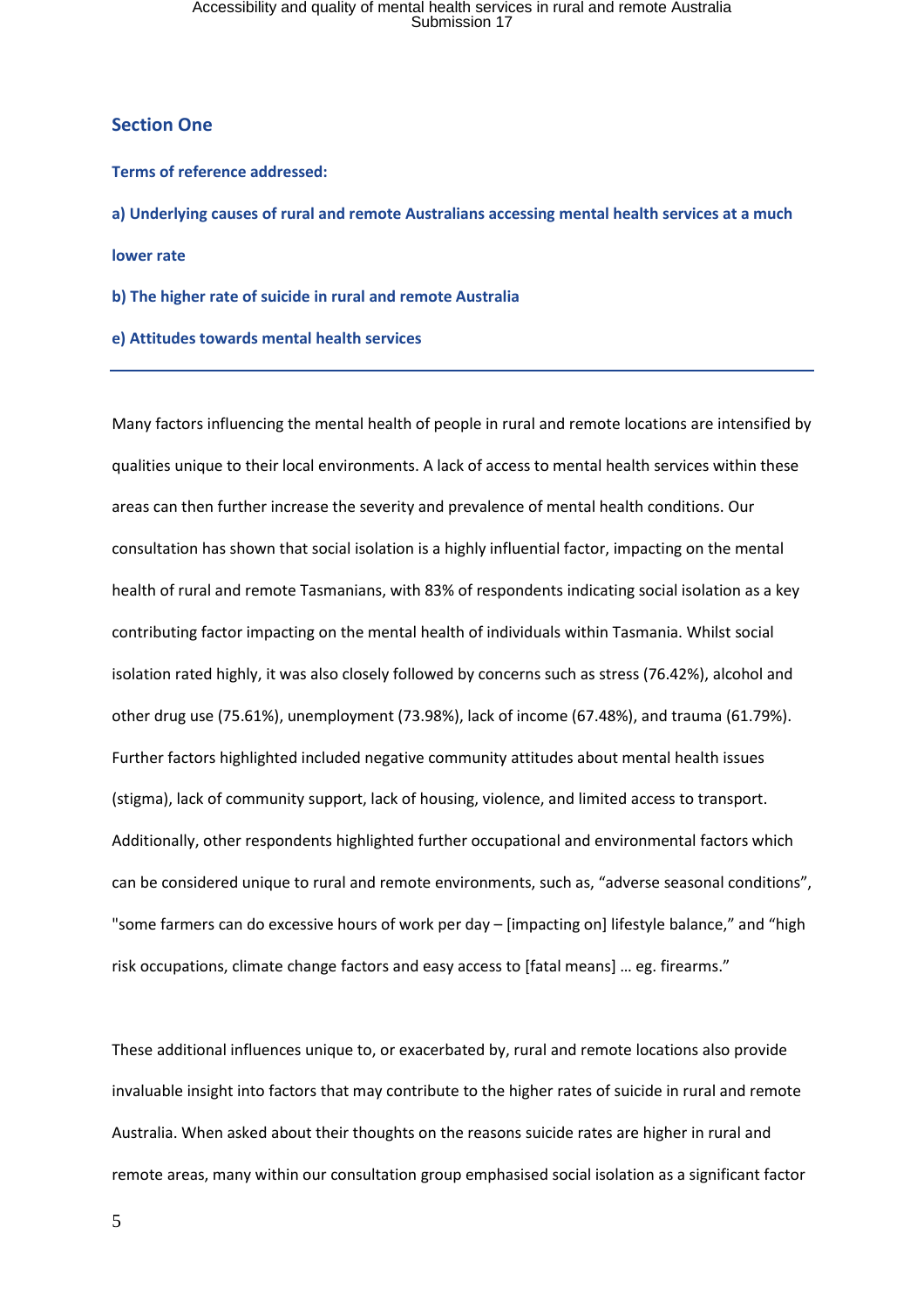## Section One

**Terms of reference addressed:**

**a) Underlying causes of rural and remote Australians accessing mental health services at a much lower rate**

**b) The higher rate of suicide in rural and remote Australia**

**e) Attitudes towards mental health services**

---

Many factors influencing the mental health of people in rural and remote locations are intensified by qualities unique to their local environments. A lack of access to mental health services within these areas can then further increase the severity and prevalence of mental health conditions. Our consultation has shown that social isolation is a highly influential factor, impacting on the mental health of rural and remote Tasmanians, with 83% of respondents indicating social isolation as a key contributing factor impacting on the mental health of individuals within Tasmania. Whilst social isolation rated highly, it was also closely followed by concerns such as stress (76.42%), alcohol and other drug use (75.61%), unemployment (73.98%), lack of income (67.48%), and trauma (61.79%). Further factors highlighted included negative community attitudes about mental health issues (stigma), lack of community support, lack of housing, violence, and limited access to transport. Additionally, other respondents highlighted further occupational and environmental factors which can be considered unique to rural and remote environments, such as, "adverse seasonal conditions", "some farmers can do excessive hours of work per day – [impacting on] lifestyle balance," and "high risk occupations, climate change factors and easy access to [fatal means] … eg. firearms."

These additional influences unique to, or exacerbated by, rural and remote locations also provide invaluable insight into factors that may contribute to the higher rates of suicide in rural and remote Australia. When asked about their thoughts on the reasons suicide rates are higher in rural and remote areas, many within our consultation group emphasised social isolation as a significant factor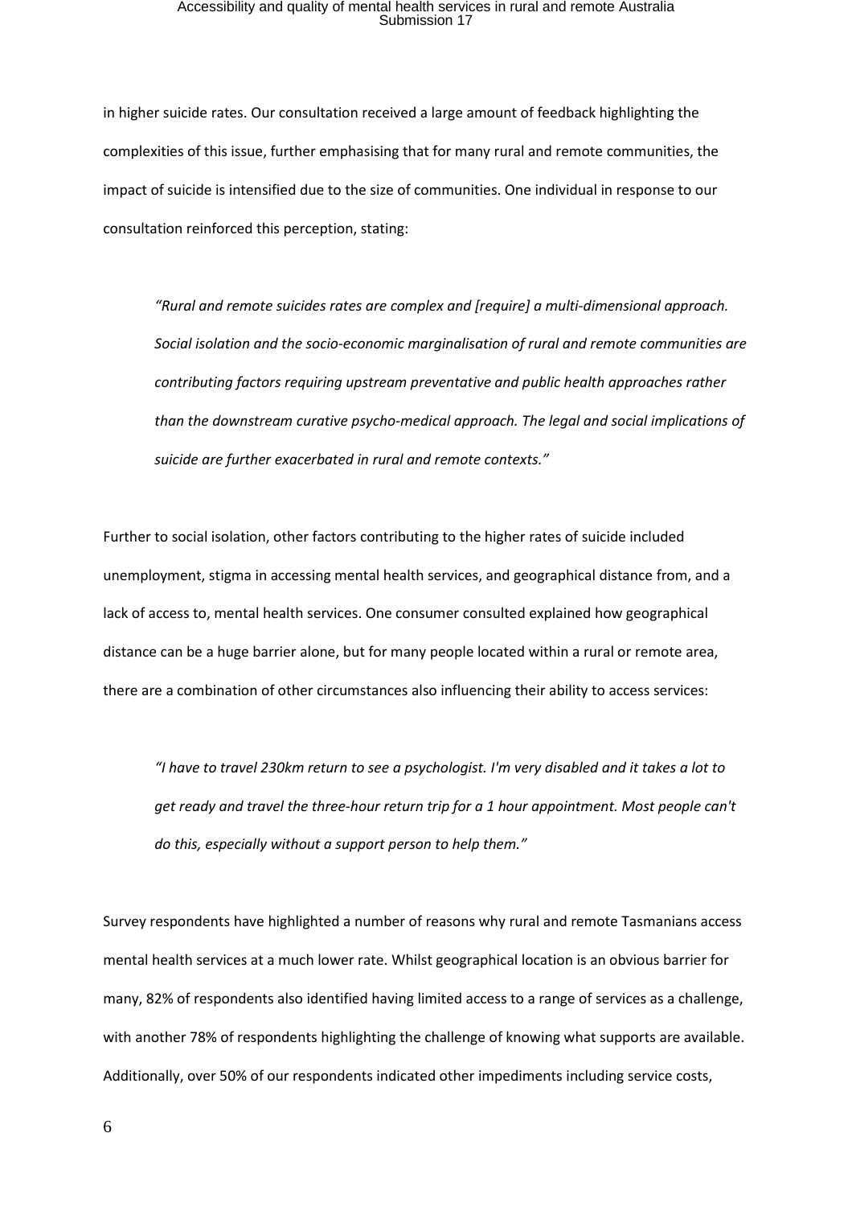in higher suicide rates. Our consultation received a large amount of feedback highlighting the complexities of this issue, further emphasising that for many rural and remote communities, the impact of suicide is intensified due to the size of communities. One individual in response to our consultation reinforced this perception, stating:

> *"Rural and remote suicides rates are complex and [require] a multi-dimensional approach. Social isolation and the socio-economic marginalisation of rural and remote communities are contributing factors requiring upstream preventative and public health approaches rather than the downstream curative psycho-medical approach. The legal and social implications of suicide are further exacerbated in rural and remote contexts."*

Further to social isolation, other factors contributing to the higher rates of suicide included unemployment, stigma in accessing mental health services, and geographical distance from, and a lack of access to, mental health services. One consumer consulted explained how geographical distance can be a huge barrier alone, but for many people located within a rural or remote area, there are a combination of other circumstances also influencing their ability to access services:

> *"I have to travel 230km return to see a psychologist. I'm very disabled and it takes a lot to get ready and travel the three-hour return trip for a 1 hour appointment. Most people can't do this, especially without a support person to help them."*

Survey respondents have highlighted a number of reasons why rural and remote Tasmanians access mental health services at a much lower rate. Whilst geographical location is an obvious barrier for many, 82% of respondents also identified having limited access to a range of services as a challenge, with another 78% of respondents highlighting the challenge of knowing what supports are available. Additionally, over 50% of our respondents indicated other impediments including service costs,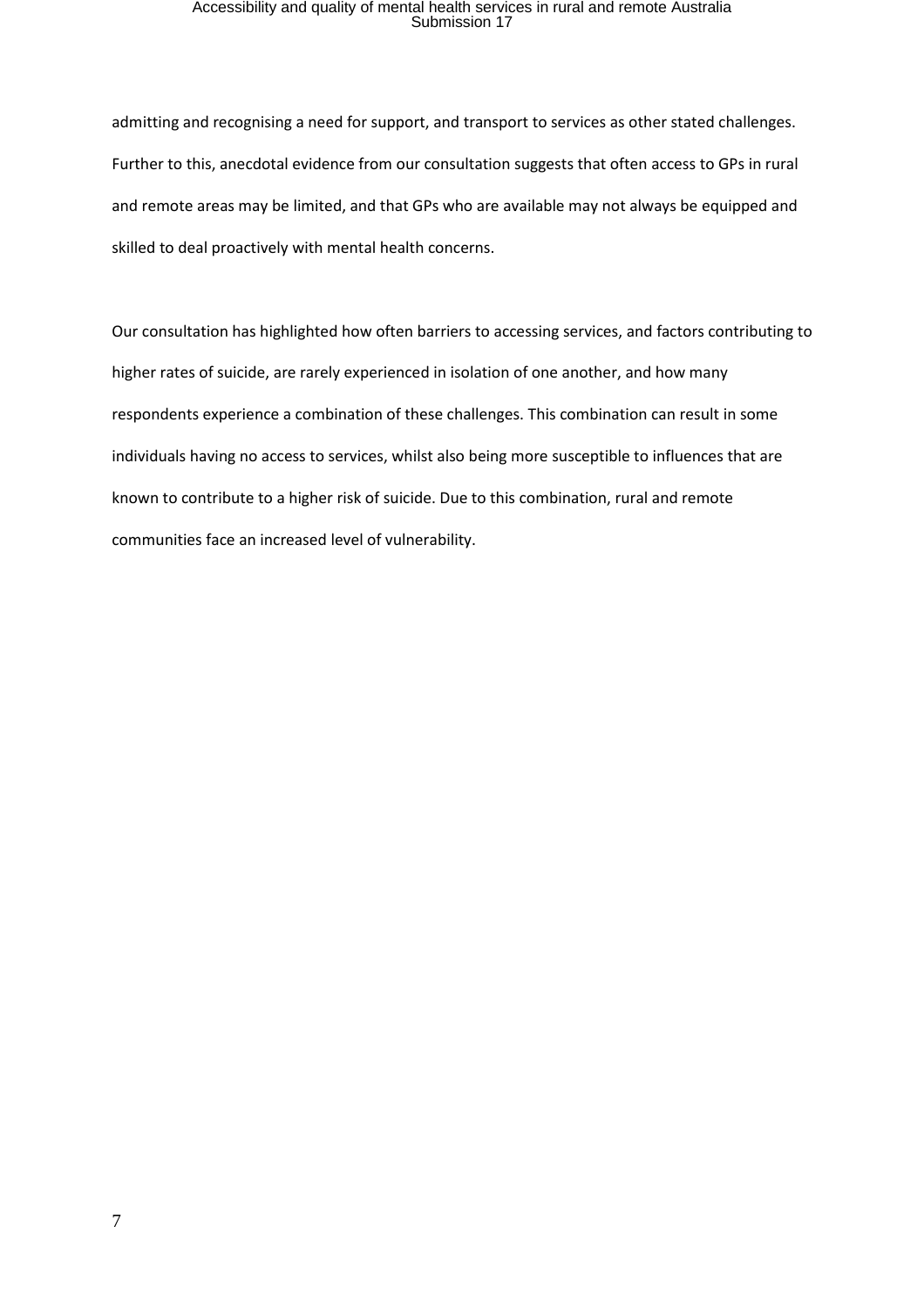admitting and recognising a need for support, and transport to services as other stated challenges. Further to this, anecdotal evidence from our consultation suggests that often access to GPs in rural and remote areas may be limited, and that GPs who are available may not always be equipped and skilled to deal proactively with mental health concerns.

Our consultation has highlighted how often barriers to accessing services, and factors contributing to higher rates of suicide, are rarely experienced in isolation of one another, and how many respondents experience a combination of these challenges. This combination can result in some individuals having no access to services, whilst also being more susceptible to influences that are known to contribute to a higher risk of suicide. Due to this combination, rural and remote communities face an increased level of vulnerability.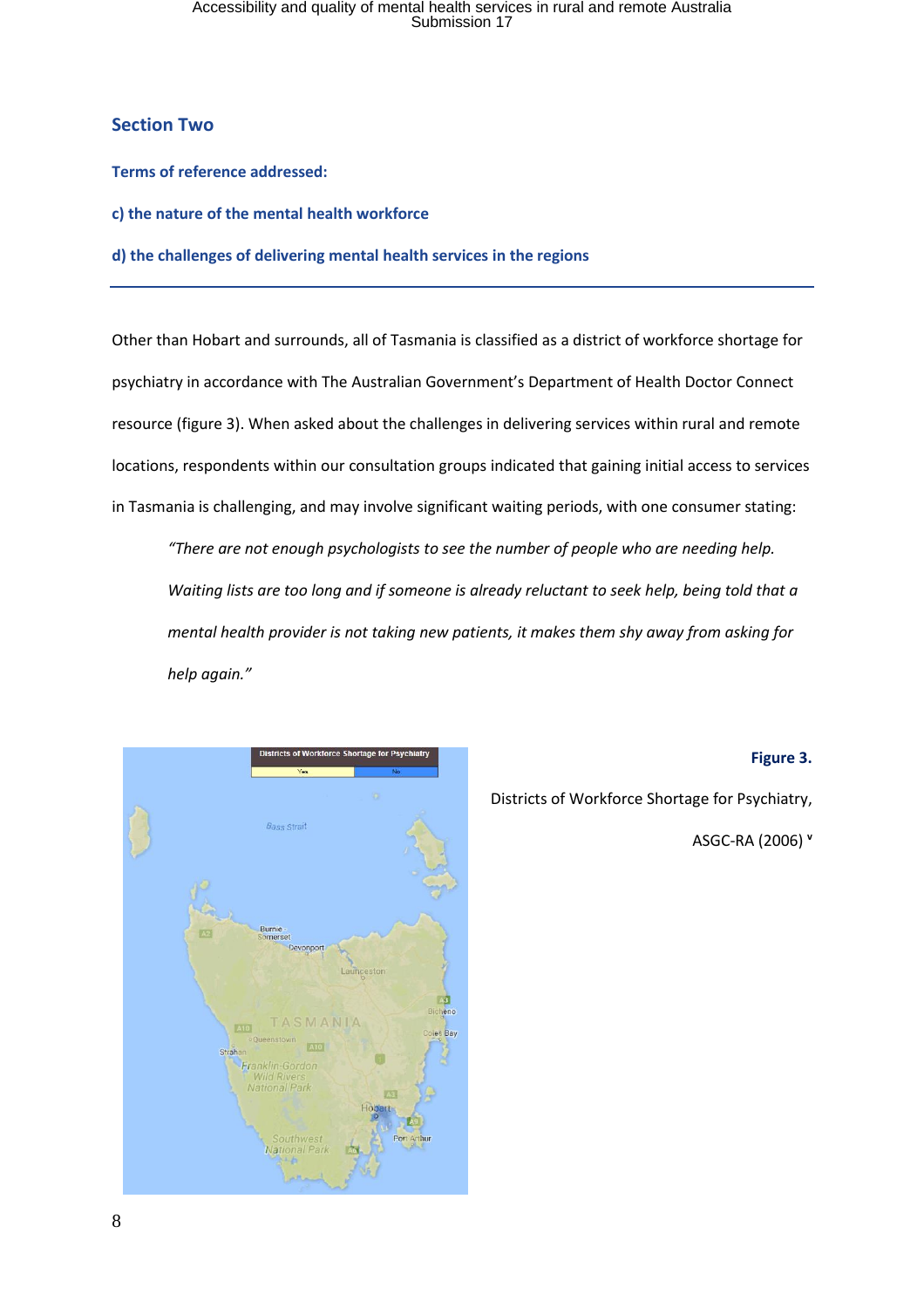## Section Two

### Terms of reference addressed:

### c) the nature of the mental health workforce

### d) the challenges of delivering mental health services in the regions

---

Other than Hobart and surrounds, all of Tasmania is classified as a district of workforce shortage for psychiatry in accordance with The Australian Government's Department of Health Doctor Connect resource (figure 3). When asked about the challenges in delivering services within rural and remote locations, respondents within our consultation groups indicated that gaining initial access to services in Tasmania is challenging, and may involve significant waiting periods, with one consumer stating:

> *"There are not enough psychologists to see the number of people who are needing help. Waiting lists are too long and if someone is already reluctant to seek help, being told that a mental health provider is not taking new patients, it makes them shy away from asking for help again."*

**Figure 3.**

Districts of Workforce Shortage for Psychiatry, ASGC-RA (2006) [v]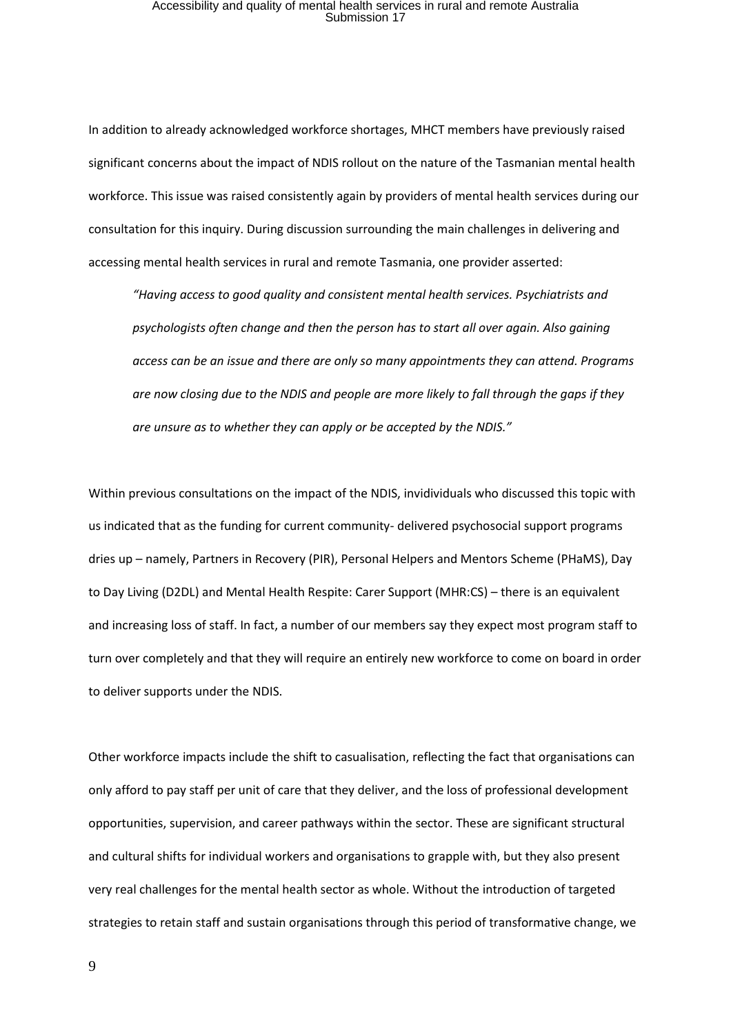In addition to already acknowledged workforce shortages, MHCT members have previously raised significant concerns about the impact of NDIS rollout on the nature of the Tasmanian mental health workforce. This issue was raised consistently again by providers of mental health services during our consultation for this inquiry. During discussion surrounding the main challenges in delivering and accessing mental health services in rural and remote Tasmania, one provider asserted:

> *"Having access to good quality and consistent mental health services. Psychiatrists and psychologists often change and then the person has to start all over again. Also gaining access can be an issue and there are only so many appointments they can attend. Programs are now closing due to the NDIS and people are more likely to fall through the gaps if they are unsure as to whether they can apply or be accepted by the NDIS."*

Within previous consultations on the impact of the NDIS, invidividuals who discussed this topic with us indicated that as the funding for current community- delivered psychosocial support programs dries up – namely, Partners in Recovery (PIR), Personal Helpers and Mentors Scheme (PHaMS), Day to Day Living (D2DL) and Mental Health Respite: Carer Support (MHR:CS) – there is an equivalent and increasing loss of staff. In fact, a number of our members say they expect most program staff to turn over completely and that they will require an entirely new workforce to come on board in order to deliver supports under the NDIS.

Other workforce impacts include the shift to casualisation, reflecting the fact that organisations can only afford to pay staff per unit of care that they deliver, and the loss of professional development opportunities, supervision, and career pathways within the sector. These are significant structural and cultural shifts for individual workers and organisations to grapple with, but they also present very real challenges for the mental health sector as whole. Without the introduction of targeted strategies to retain staff and sustain organisations through this period of transformative change, we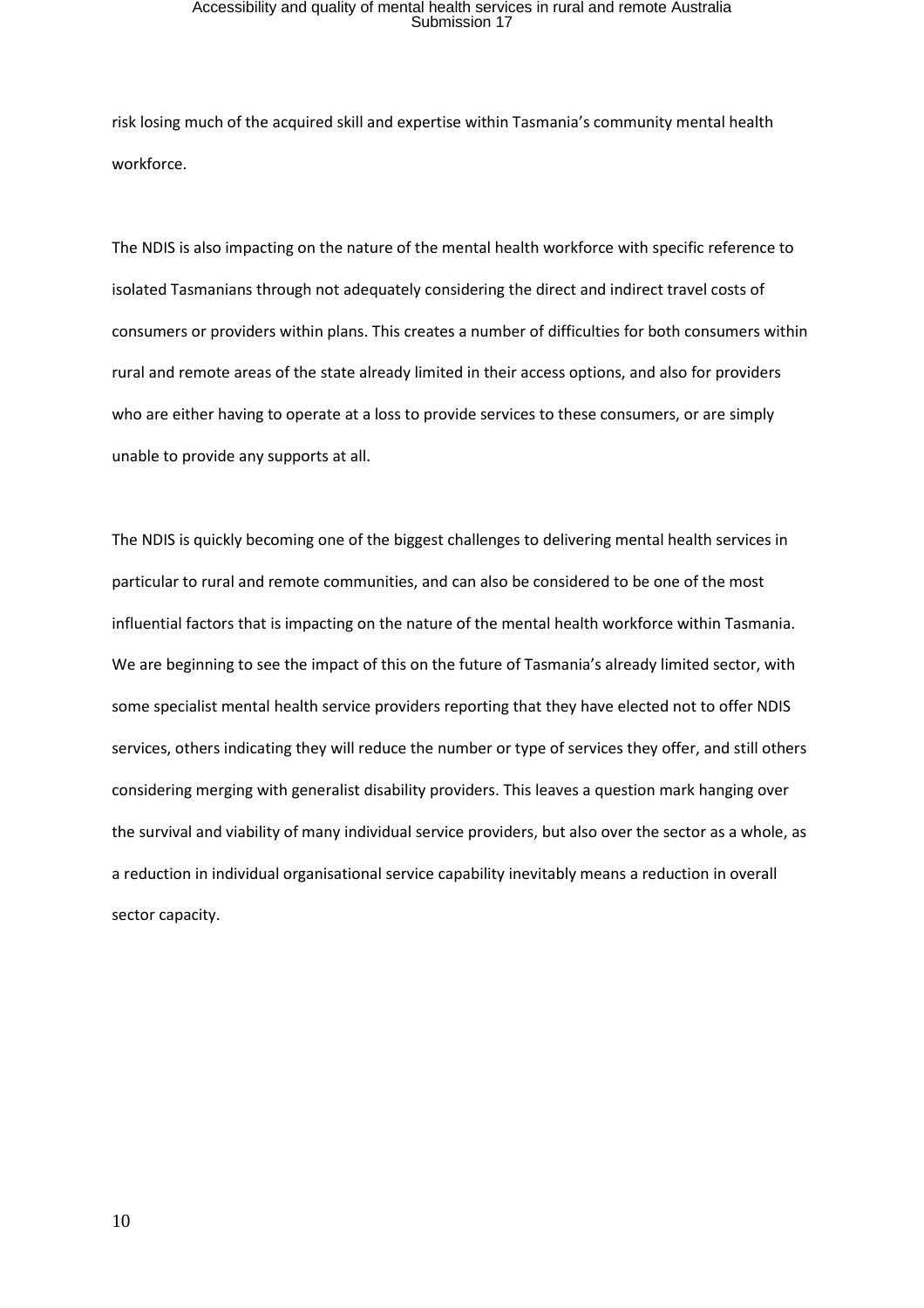risk losing much of the acquired skill and expertise within Tasmania's community mental health workforce.

The NDIS is also impacting on the nature of the mental health workforce with specific reference to isolated Tasmanians through not adequately considering the direct and indirect travel costs of consumers or providers within plans. This creates a number of difficulties for both consumers within rural and remote areas of the state already limited in their access options, and also for providers who are either having to operate at a loss to provide services to these consumers, or are simply unable to provide any supports at all.

The NDIS is quickly becoming one of the biggest challenges to delivering mental health services in particular to rural and remote communities, and can also be considered to be one of the most influential factors that is impacting on the nature of the mental health workforce within Tasmania. We are beginning to see the impact of this on the future of Tasmania's already limited sector, with some specialist mental health service providers reporting that they have elected not to offer NDIS services, others indicating they will reduce the number or type of services they offer, and still others considering merging with generalist disability providers. This leaves a question mark hanging over the survival and viability of many individual service providers, but also over the sector as a whole, as a reduction in individual organisational service capability inevitably means a reduction in overall sector capacity.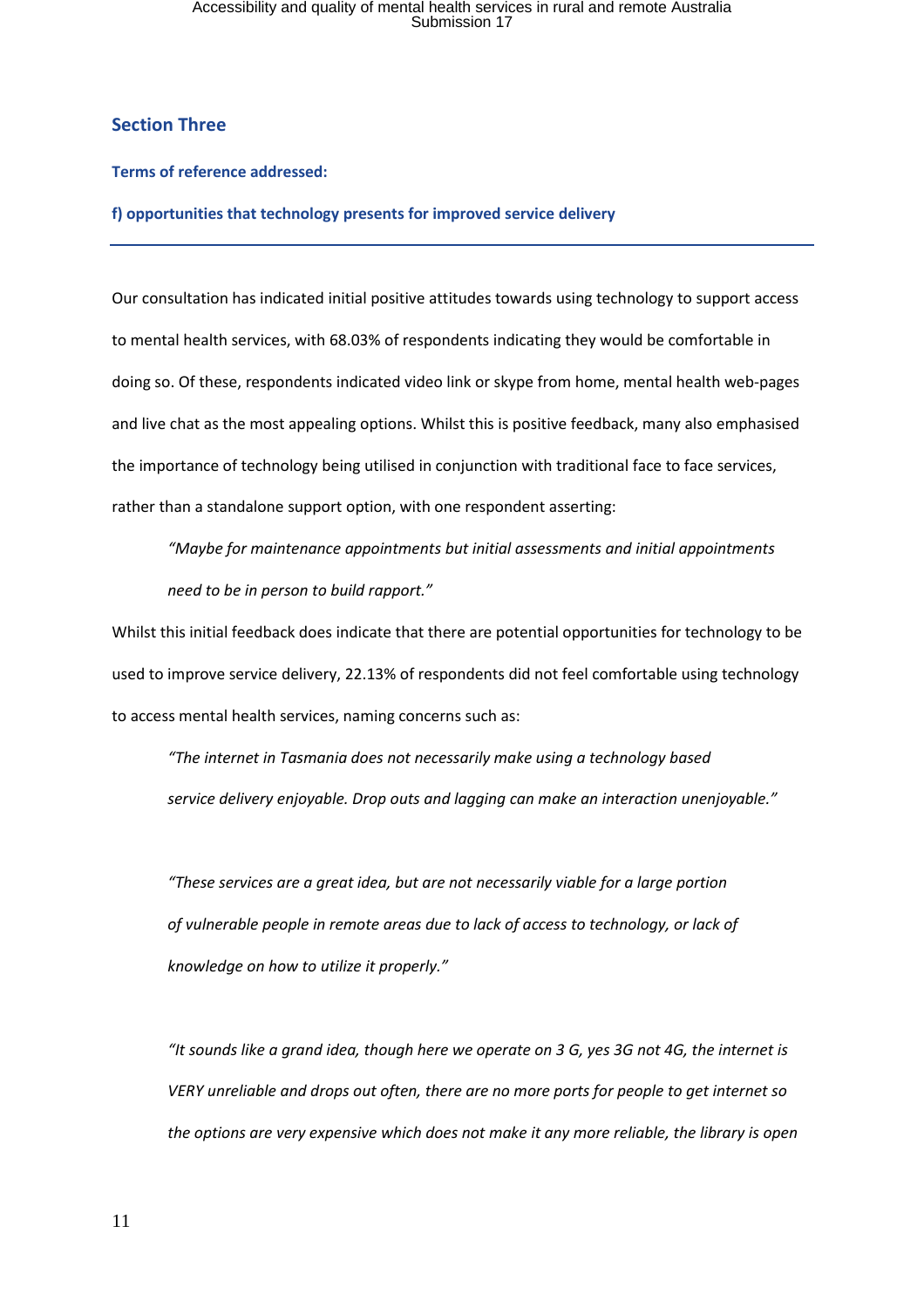## Section Three

### Terms of reference addressed:

### f) opportunities that technology presents for improved service delivery

---

Our consultation has indicated initial positive attitudes towards using technology to support access to mental health services, with 68.03% of respondents indicating they would be comfortable in doing so. Of these, respondents indicated video link or skype from home, mental health web-pages and live chat as the most appealing options. Whilst this is positive feedback, many also emphasised the importance of technology being utilised in conjunction with traditional face to face services, rather than a standalone support option, with one respondent asserting:

> *"Maybe for maintenance appointments but initial assessments and initial appointments need to be in person to build rapport."*

Whilst this initial feedback does indicate that there are potential opportunities for technology to be used to improve service delivery, 22.13% of respondents did not feel comfortable using technology to access mental health services, naming concerns such as:

> *"The internet in Tasmania does not necessarily make using a technology based service delivery enjoyable. Drop outs and lagging can make an interaction unenjoyable."*

> *"These services are a great idea, but are not necessarily viable for a large portion of vulnerable people in remote areas due to lack of access to technology, or lack of knowledge on how to utilize it properly."*

> *"It sounds like a grand idea, though here we operate on 3 G, yes 3G not 4G, the internet is VERY unreliable and drops out often, there are no more ports for people to get internet so the options are very expensive which does not make it any more reliable, the library is open*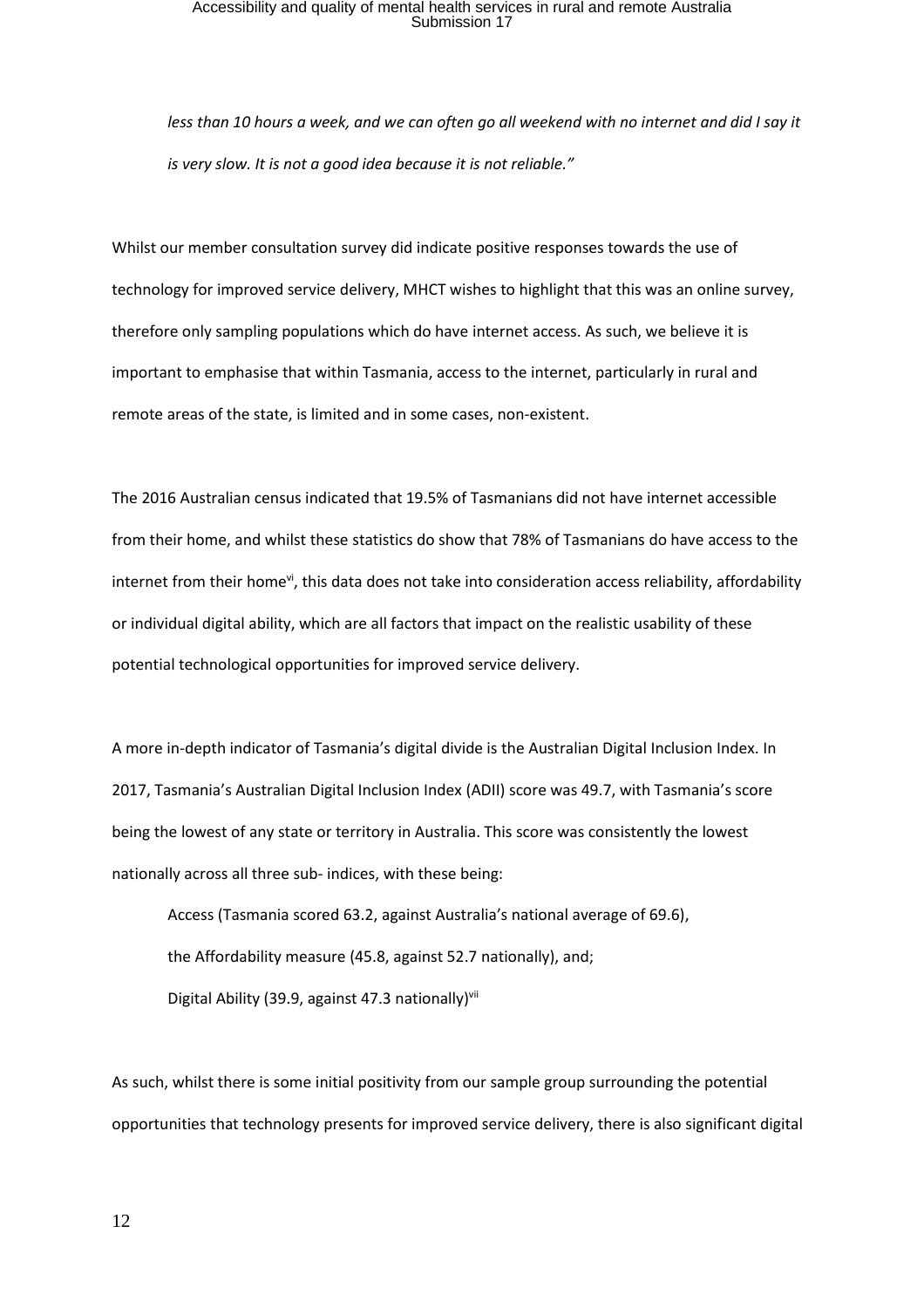*less than 10 hours a week, and we can often go all weekend with no internet and did I say it is very slow. It is not a good idea because it is not reliable."*

Whilst our member consultation survey did indicate positive responses towards the use of technology for improved service delivery, MHCT wishes to highlight that this was an online survey, therefore only sampling populations which do have internet access. As such, we believe it is important to emphasise that within Tasmania, access to the internet, particularly in rural and remote areas of the state, is limited and in some cases, non-existent.

The 2016 Australian census indicated that 19.5% of Tasmanians did not have internet accessible from their home, and whilst these statistics do show that 78% of Tasmanians do have access to the internet from their home[vi], this data does not take into consideration access reliability, affordability or individual digital ability, which are all factors that impact on the realistic usability of these potential technological opportunities for improved service delivery.

A more in-depth indicator of Tasmania's digital divide is the Australian Digital Inclusion Index. In 2017, Tasmania's Australian Digital Inclusion Index (ADII) score was 49.7, with Tasmania's score being the lowest of any state or territory in Australia. This score was consistently the lowest nationally across all three sub- indices, with these being:

Access (Tasmania scored 63.2, against Australia's national average of 69.6),

the Affordability measure (45.8, against 52.7 nationally), and;

Digital Ability (39.9, against 47.3 nationally)[vii]

As such, whilst there is some initial positivity from our sample group surrounding the potential opportunities that technology presents for improved service delivery, there is also significant digital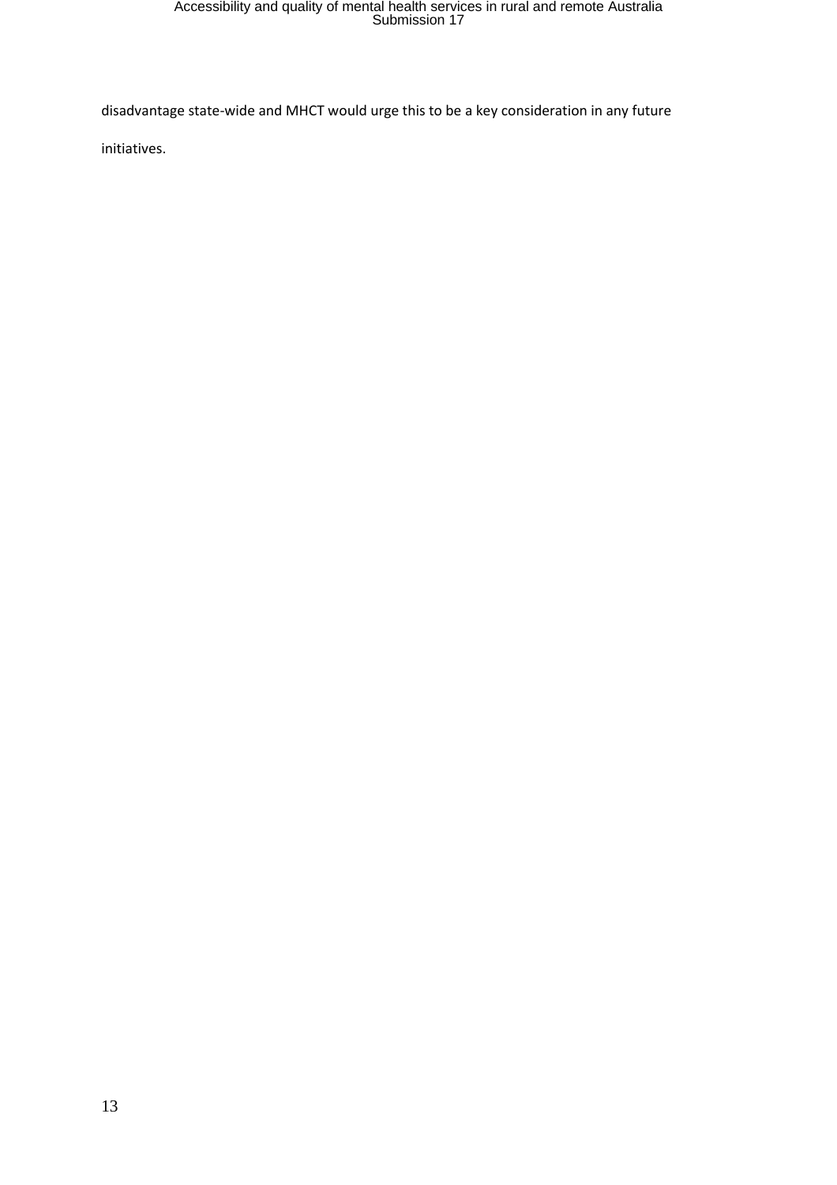disadvantage state-wide and MHCT would urge this to be a key consideration in any future initiatives.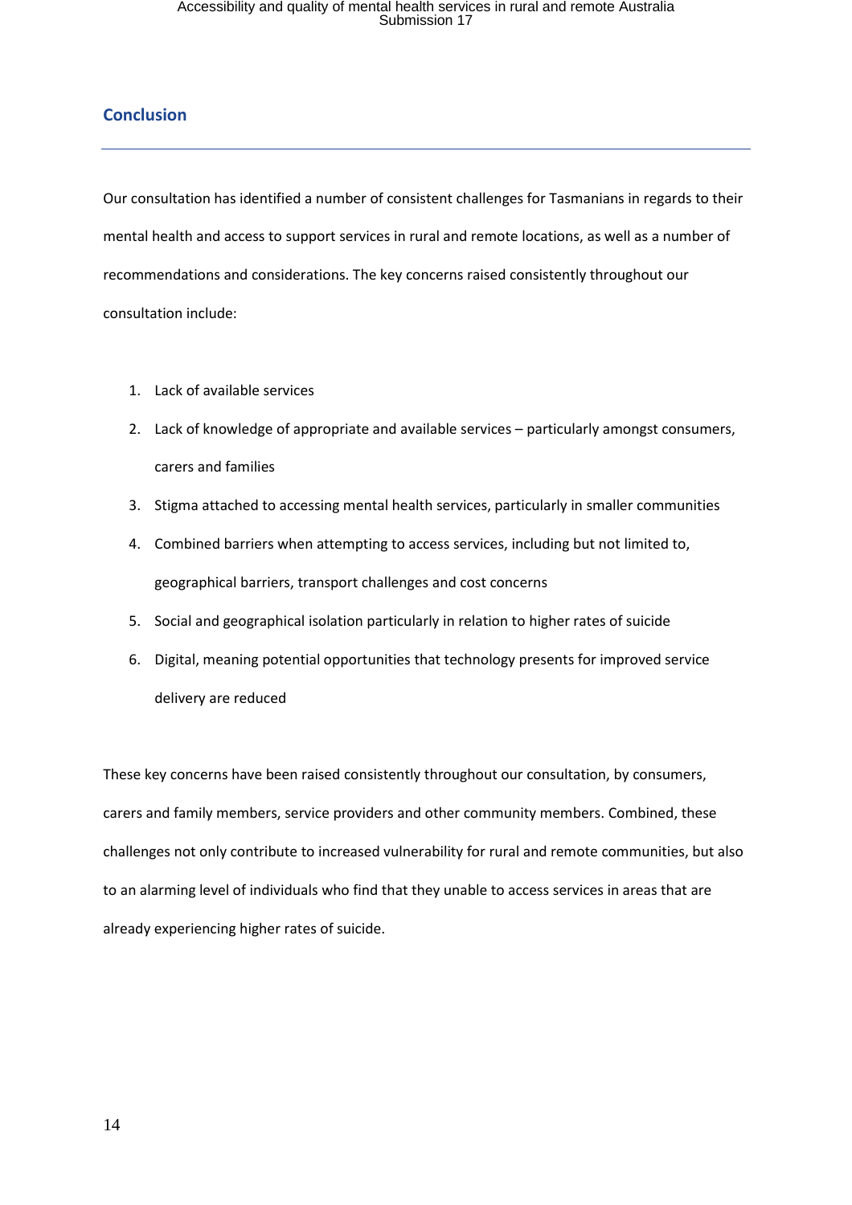## Conclusion

Our consultation has identified a number of consistent challenges for Tasmanians in regards to their mental health and access to support services in rural and remote locations, as well as a number of recommendations and considerations. The key concerns raised consistently throughout our consultation include:

1. Lack of available services
2. Lack of knowledge of appropriate and available services – particularly amongst consumers, carers and families
3. Stigma attached to accessing mental health services, particularly in smaller communities
4. Combined barriers when attempting to access services, including but not limited to, geographical barriers, transport challenges and cost concerns
5. Social and geographical isolation particularly in relation to higher rates of suicide
6. Digital, meaning potential opportunities that technology presents for improved service delivery are reduced

These key concerns have been raised consistently throughout our consultation, by consumers, carers and family members, service providers and other community members. Combined, these challenges not only contribute to increased vulnerability for rural and remote communities, but also to an alarming level of individuals who find that they unable to access services in areas that are already experiencing higher rates of suicide.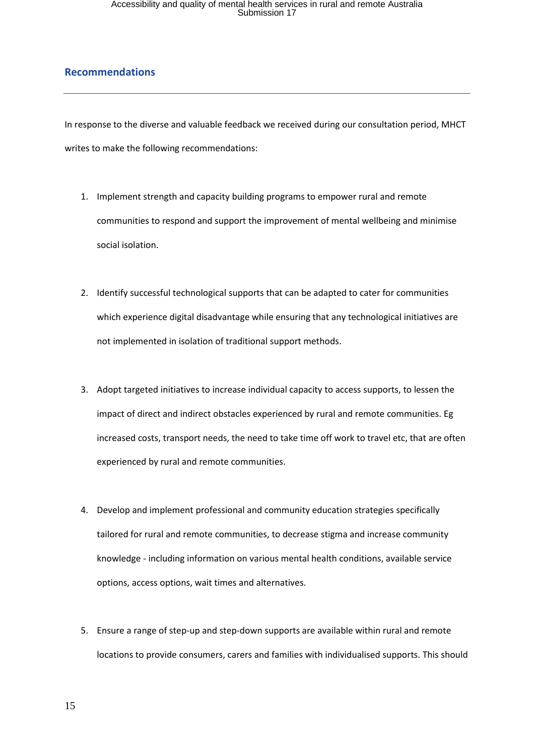## Recommendations

In response to the diverse and valuable feedback we received during our consultation period, MHCT writes to make the following recommendations:

1. Implement strength and capacity building programs to empower rural and remote communities to respond and support the improvement of mental wellbeing and minimise social isolation.

2. Identify successful technological supports that can be adapted to cater for communities which experience digital disadvantage while ensuring that any technological initiatives are not implemented in isolation of traditional support methods.

3. Adopt targeted initiatives to increase individual capacity to access supports, to lessen the impact of direct and indirect obstacles experienced by rural and remote communities. Eg increased costs, transport needs, the need to take time off work to travel etc, that are often experienced by rural and remote communities.

4. Develop and implement professional and community education strategies specifically tailored for rural and remote communities, to decrease stigma and increase community knowledge - including information on various mental health conditions, available service options, access options, wait times and alternatives.

5. Ensure a range of step-up and step-down supports are available within rural and remote locations to provide consumers, carers and families with individualised supports. This should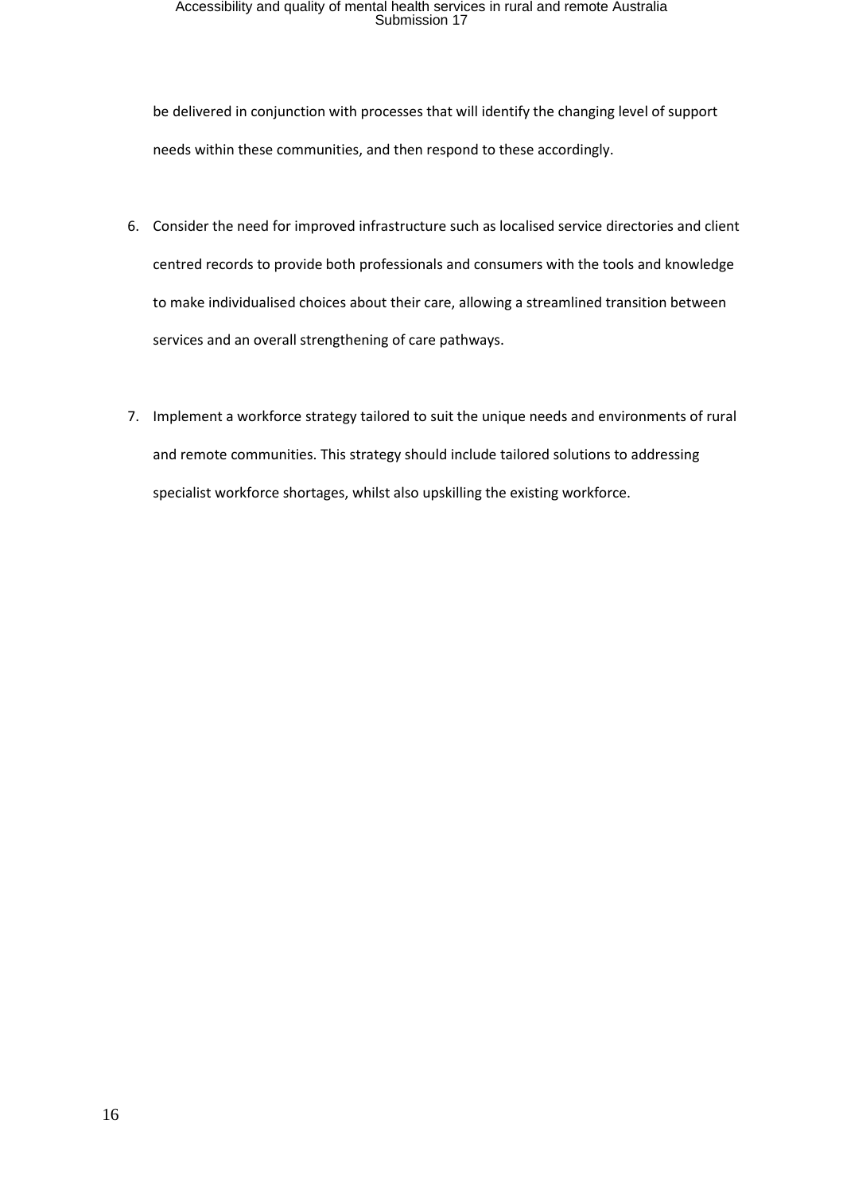be delivered in conjunction with processes that will identify the changing level of support needs within these communities, and then respond to these accordingly.

6. Consider the need for improved infrastructure such as localised service directories and client centred records to provide both professionals and consumers with the tools and knowledge to make individualised choices about their care, allowing a streamlined transition between services and an overall strengthening of care pathways.

7. Implement a workforce strategy tailored to suit the unique needs and environments of rural and remote communities. This strategy should include tailored solutions to addressing specialist workforce shortages, whilst also upskilling the existing workforce.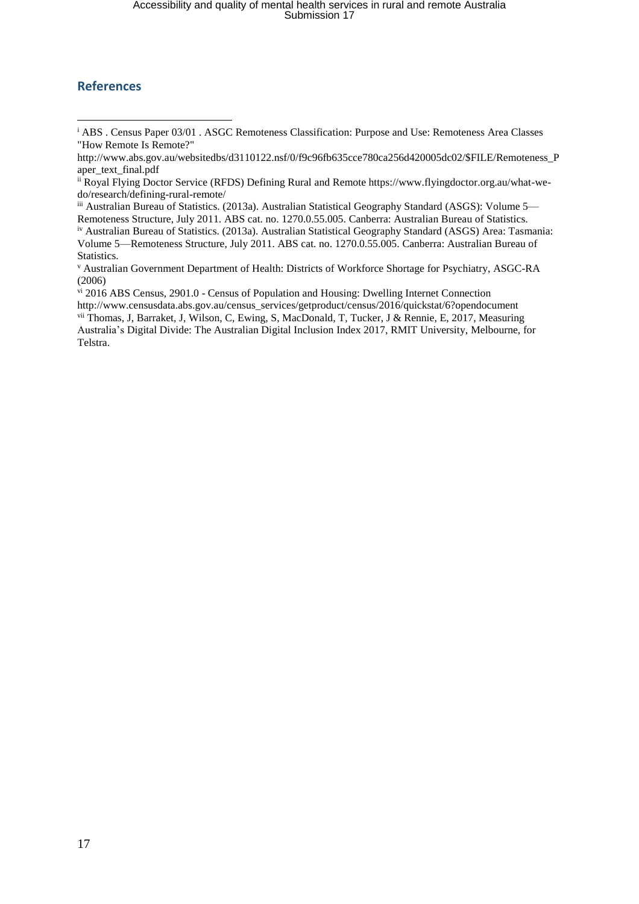## References

[i] ABS . Census Paper 03/01 . ASGC Remoteness Classification: Purpose and Use: Remoteness Area Classes "How Remote Is Remote?" http://www.abs.gov.au/websitedbs/d3110122.nsf/0/f9c96fb635cce780ca256d420005dc02/$FILE/Remoteness_Paper_text_final.pdf

[ii] Royal Flying Doctor Service (RFDS) Defining Rural and Remote https://www.flyingdoctor.org.au/what-we-do/research/defining-rural-remote/

[iii] Australian Bureau of Statistics. (2013a). Australian Statistical Geography Standard (ASGS): Volume 5—Remoteness Structure, July 2011. ABS cat. no. 1270.0.55.005. Canberra: Australian Bureau of Statistics.

[iv] Australian Bureau of Statistics. (2013a). Australian Statistical Geography Standard (ASGS) Area: Tasmania: Volume 5—Remoteness Structure, July 2011. ABS cat. no. 1270.0.55.005. Canberra: Australian Bureau of Statistics.

[v] Australian Government Department of Health: Districts of Workforce Shortage for Psychiatry, ASGC-RA (2006)

[vi] 2016 ABS Census, 2901.0 - Census of Population and Housing: Dwelling Internet Connection http://www.censusdata.abs.gov.au/census_services/getproduct/census/2016/quickstat/6?opendocument

[vii] Thomas, J, Barraket, J, Wilson, C, Ewing, S, MacDonald, T, Tucker, J & Rennie, E, 2017, Measuring Australia's Digital Divide: The Australian Digital Inclusion Index 2017, RMIT University, Melbourne, for Telstra.